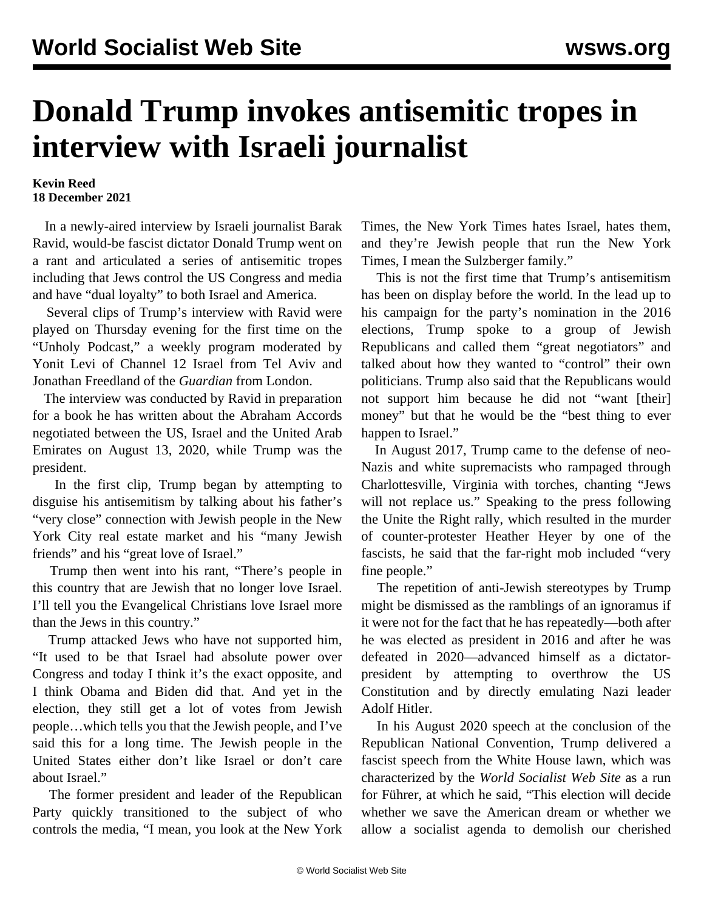# Donald Trump invokes antisemitic tropes in interview with Israeli journalist

**Kevin Reed**
**18 December 2021**

In a newly-aired interview by Israeli journalist Barak Ravid, would-be fascist dictator Donald Trump went on a rant and articulated a series of antisemitic tropes including that Jews control the US Congress and media and have "dual loyalty" to both Israel and America.

Several clips of Trump's interview with Ravid were played on Thursday evening for the first time on the "Unholy Podcast," a weekly program moderated by Yonit Levi of Channel 12 Israel from Tel Aviv and Jonathan Freedland of the *Guardian* from London.

The interview was conducted by Ravid in preparation for a book he has written about the Abraham Accords negotiated between the US, Israel and the United Arab Emirates on August 13, 2020, while Trump was the president.

In the first clip, Trump began by attempting to disguise his antisemitism by talking about his father's "very close" connection with Jewish people in the New York City real estate market and his "many Jewish friends" and his "great love of Israel."

Trump then went into his rant, "There's people in this country that are Jewish that no longer love Israel. I'll tell you the Evangelical Christians love Israel more than the Jews in this country."

Trump attacked Jews who have not supported him, "It used to be that Israel had absolute power over Congress and today I think it's the exact opposite, and I think Obama and Biden did that. And yet in the election, they still get a lot of votes from Jewish people…which tells you that the Jewish people, and I've said this for a long time. The Jewish people in the United States either don't like Israel or don't care about Israel."

The former president and leader of the Republican Party quickly transitioned to the subject of who controls the media, "I mean, you look at the New York Times, the New York Times hates Israel, hates them, and they're Jewish people that run the New York Times, I mean the Sulzberger family."

This is not the first time that Trump's antisemitism has been on display before the world. In the lead up to his campaign for the party's nomination in the 2016 elections, Trump spoke to a group of Jewish Republicans and called them "great negotiators" and talked about how they wanted to "control" their own politicians. Trump also said that the Republicans would not support him because he did not "want [their] money" but that he would be the "best thing to ever happen to Israel."

In August 2017, Trump came to the defense of neo-Nazis and white supremacists who rampaged through Charlottesville, Virginia with torches, chanting "Jews will not replace us." Speaking to the press following the Unite the Right rally, which resulted in the murder of counter-protester Heather Heyer by one of the fascists, he said that the far-right mob included "very fine people."

The repetition of anti-Jewish stereotypes by Trump might be dismissed as the ramblings of an ignoramus if it were not for the fact that he has repeatedly—both after he was elected as president in 2016 and after he was defeated in 2020—advanced himself as a dictator-president by attempting to overthrow the US Constitution and by directly emulating Nazi leader Adolf Hitler.

In his August 2020 speech at the conclusion of the Republican National Convention, Trump delivered a fascist speech from the White House lawn, which was characterized by the *World Socialist Web Site* as a run for Führer, at which he said, "This election will decide whether we save the American dream or whether we allow a socialist agenda to demolish our cherished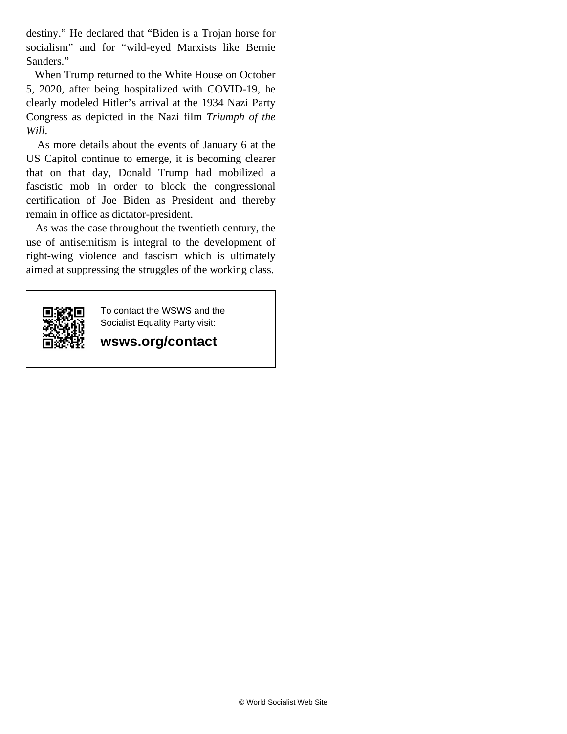destiny." He declared that "Biden is a Trojan horse for socialism" and for "wild-eyed Marxists like Bernie Sanders."

When Trump returned to the White House on October 5, 2020, after being hospitalized with COVID-19, he clearly modeled Hitler's arrival at the 1934 Nazi Party Congress as depicted in the Nazi film *Triumph of the Will*.

As more details about the events of January 6 at the US Capitol continue to emerge, it is becoming clearer that on that day, Donald Trump had mobilized a fascistic mob in order to block the congressional certification of Joe Biden as President and thereby remain in office as dictator-president.

As was the case throughout the twentieth century, the use of antisemitism is integral to the development of right-wing violence and fascism which is ultimately aimed at suppressing the struggles of the working class.

To contact the WSWS and the Socialist Equality Party visit:

**wsws.org/contact**

© World Socialist Web Site